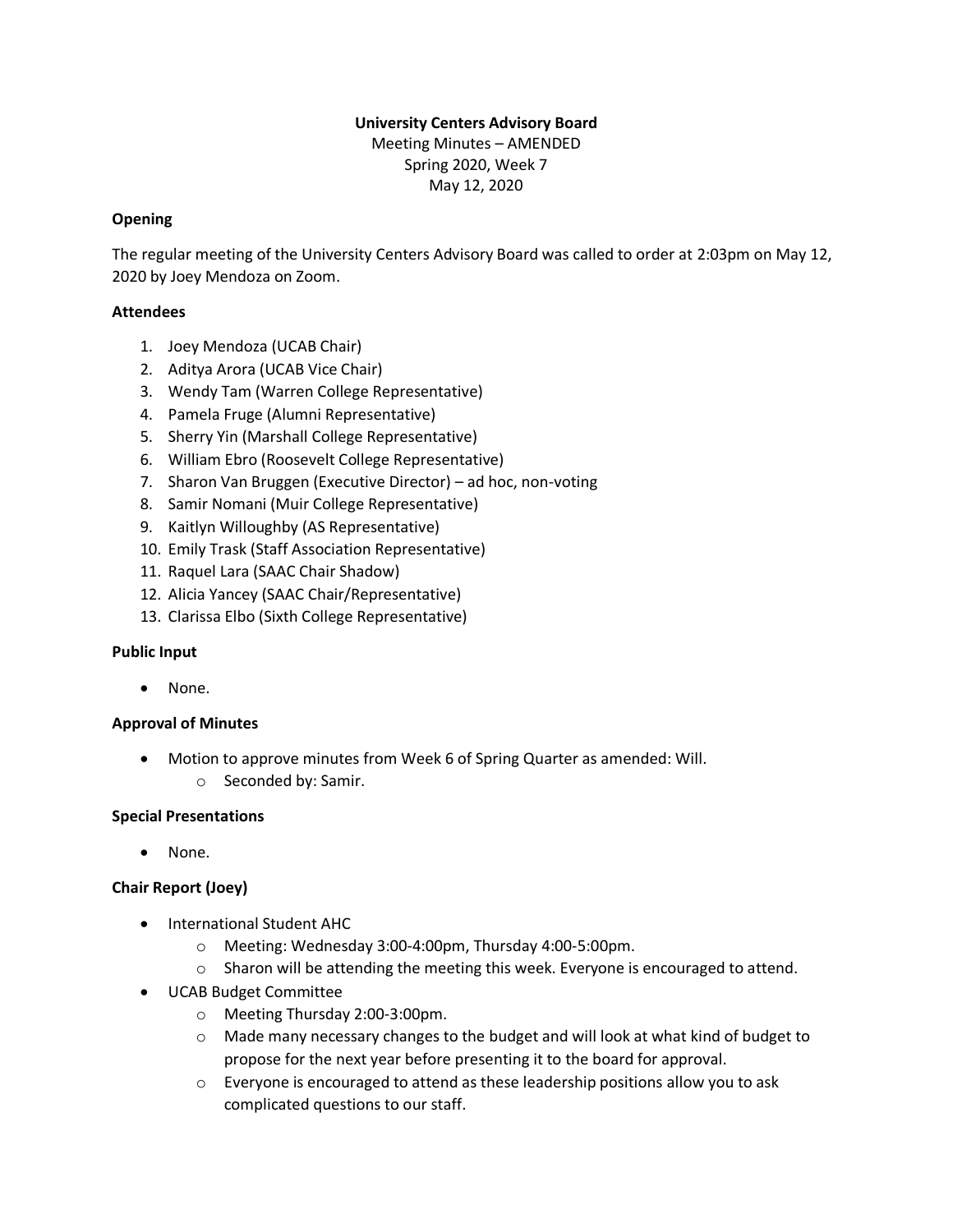# University Centers Advisory Board

Meeting Minutes – AMENDED
Spring 2020, Week 7
May 12, 2020

## Opening

The regular meeting of the University Centers Advisory Board was called to order at 2:03pm on May 12, 2020 by Joey Mendoza on Zoom.

## Attendees

1. Joey Mendoza (UCAB Chair)
2. Aditya Arora (UCAB Vice Chair)
3. Wendy Tam (Warren College Representative)
4. Pamela Fruge (Alumni Representative)
5. Sherry Yin (Marshall College Representative)
6. William Ebro (Roosevelt College Representative)
7. Sharon Van Bruggen (Executive Director) – ad hoc, non-voting
8. Samir Nomani (Muir College Representative)
9. Kaitlyn Willoughby (AS Representative)
10. Emily Trask (Staff Association Representative)
11. Raquel Lara (SAAC Chair Shadow)
12. Alicia Yancey (SAAC Chair/Representative)
13. Clarissa Elbo (Sixth College Representative)

## Public Input

- None.

## Approval of Minutes

- Motion to approve minutes from Week 6 of Spring Quarter as amended: Will.
  - Seconded by: Samir.

## Special Presentations

- None.

## Chair Report (Joey)

- International Student AHC
  - Meeting: Wednesday 3:00-4:00pm, Thursday 4:00-5:00pm.
  - Sharon will be attending the meeting this week. Everyone is encouraged to attend.
- UCAB Budget Committee
  - Meeting Thursday 2:00-3:00pm.
  - Made many necessary changes to the budget and will look at what kind of budget to propose for the next year before presenting it to the board for approval.
  - Everyone is encouraged to attend as these leadership positions allow you to ask complicated questions to our staff.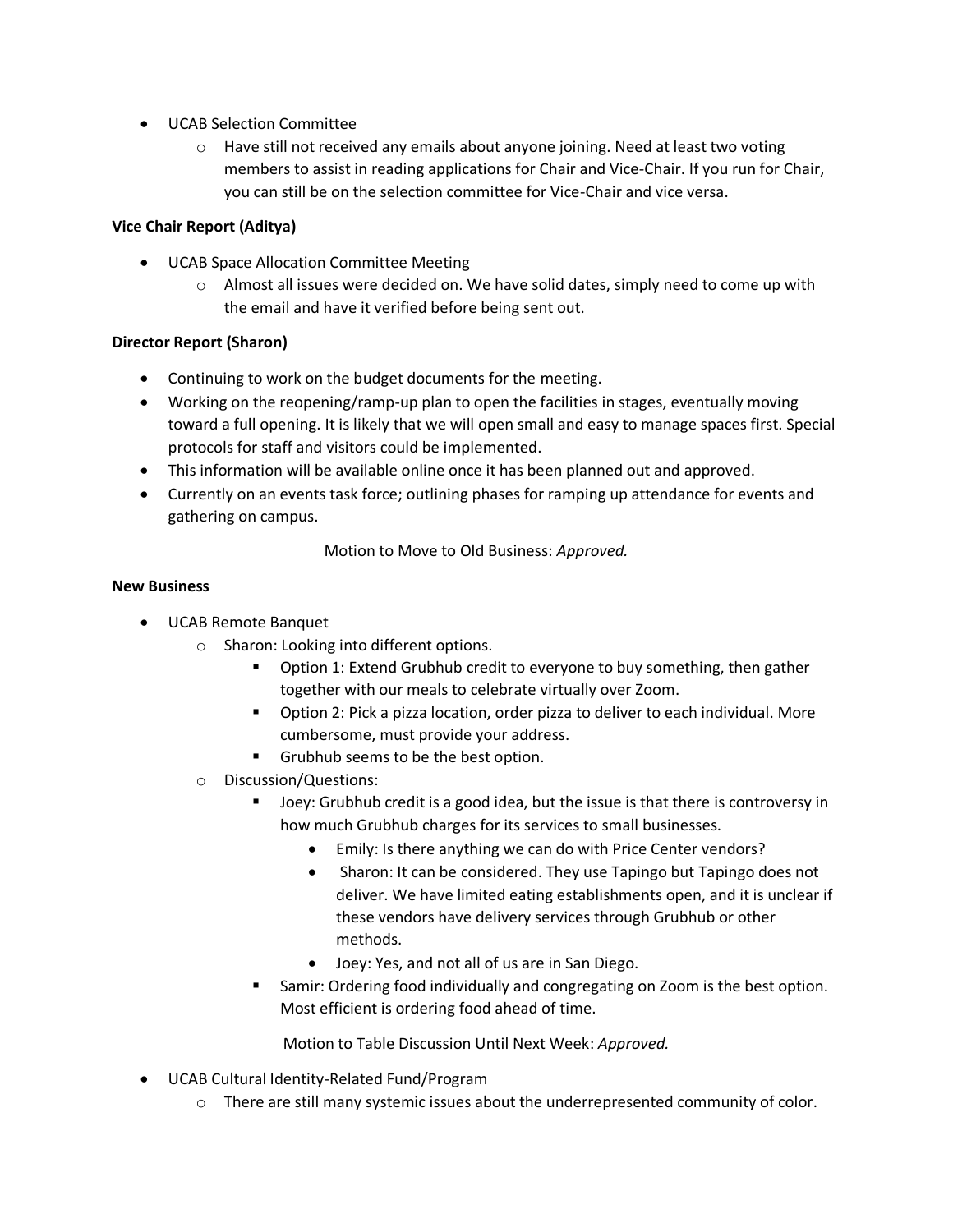- UCAB Selection Committee
    - Have still not received any emails about anyone joining. Need at least two voting members to assist in reading applications for Chair and Vice-Chair. If you run for Chair, you can still be on the selection committee for Vice-Chair and vice versa.

**Vice Chair Report (Aditya)**

- UCAB Space Allocation Committee Meeting
    - Almost all issues were decided on. We have solid dates, simply need to come up with the email and have it verified before being sent out.

**Director Report (Sharon)**

- Continuing to work on the budget documents for the meeting.
- Working on the reopening/ramp-up plan to open the facilities in stages, eventually moving toward a full opening. It is likely that we will open small and easy to manage spaces first. Special protocols for staff and visitors could be implemented.
- This information will be available online once it has been planned out and approved.
- Currently on an events task force; outlining phases for ramping up attendance for events and gathering on campus.

Motion to Move to Old Business: *Approved.*

**New Business**

- UCAB Remote Banquet
    - Sharon: Looking into different options.
        - Option 1: Extend Grubhub credit to everyone to buy something, then gather together with our meals to celebrate virtually over Zoom.
        - Option 2: Pick a pizza location, order pizza to deliver to each individual. More cumbersome, must provide your address.
        - Grubhub seems to be the best option.
    - Discussion/Questions:
        - Joey: Grubhub credit is a good idea, but the issue is that there is controversy in how much Grubhub charges for its services to small businesses.
            - Emily: Is there anything we can do with Price Center vendors?
            - Sharon: It can be considered. They use Tapingo but Tapingo does not deliver. We have limited eating establishments open, and it is unclear if these vendors have delivery services through Grubhub or other methods.
            - Joey: Yes, and not all of us are in San Diego.
        - Samir: Ordering food individually and congregating on Zoom is the best option. Most efficient is ordering food ahead of time.

Motion to Table Discussion Until Next Week: *Approved.*

- UCAB Cultural Identity-Related Fund/Program
    - There are still many systemic issues about the underrepresented community of color.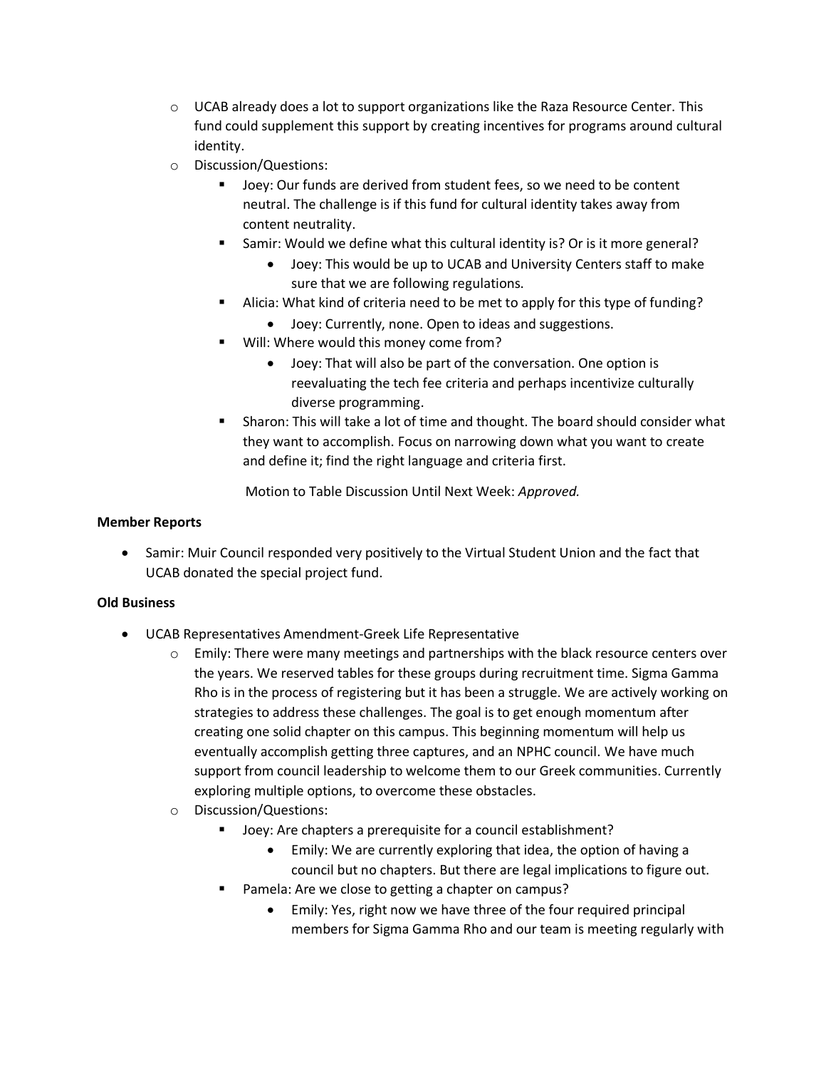- UCAB already does a lot to support organizations like the Raza Resource Center. This fund could supplement this support by creating incentives for programs around cultural identity.
- Discussion/Questions:
  - Joey: Our funds are derived from student fees, so we need to be content neutral. The challenge is if this fund for cultural identity takes away from content neutrality.
  - Samir: Would we define what this cultural identity is? Or is it more general?
    - Joey: This would be up to UCAB and University Centers staff to make sure that we are following regulations.
  - Alicia: What kind of criteria need to be met to apply for this type of funding?
    - Joey: Currently, none. Open to ideas and suggestions.
  - Will: Where would this money come from?
    - Joey: That will also be part of the conversation. One option is reevaluating the tech fee criteria and perhaps incentivize culturally diverse programming.
  - Sharon: This will take a lot of time and thought. The board should consider what they want to accomplish. Focus on narrowing down what you want to create and define it; find the right language and criteria first.

  Motion to Table Discussion Until Next Week: *Approved.*

**Member Reports**

- Samir: Muir Council responded very positively to the Virtual Student Union and the fact that UCAB donated the special project fund.

**Old Business**

- UCAB Representatives Amendment-Greek Life Representative
  - Emily: There were many meetings and partnerships with the black resource centers over the years. We reserved tables for these groups during recruitment time. Sigma Gamma Rho is in the process of registering but it has been a struggle. We are actively working on strategies to address these challenges. The goal is to get enough momentum after creating one solid chapter on this campus. This beginning momentum will help us eventually accomplish getting three captures, and an NPHC council. We have much support from council leadership to welcome them to our Greek communities. Currently exploring multiple options, to overcome these obstacles.
  - Discussion/Questions:
    - Joey: Are chapters a prerequisite for a council establishment?
      - Emily: We are currently exploring that idea, the option of having a council but no chapters. But there are legal implications to figure out.
    - Pamela: Are we close to getting a chapter on campus?
      - Emily: Yes, right now we have three of the four required principal members for Sigma Gamma Rho and our team is meeting regularly with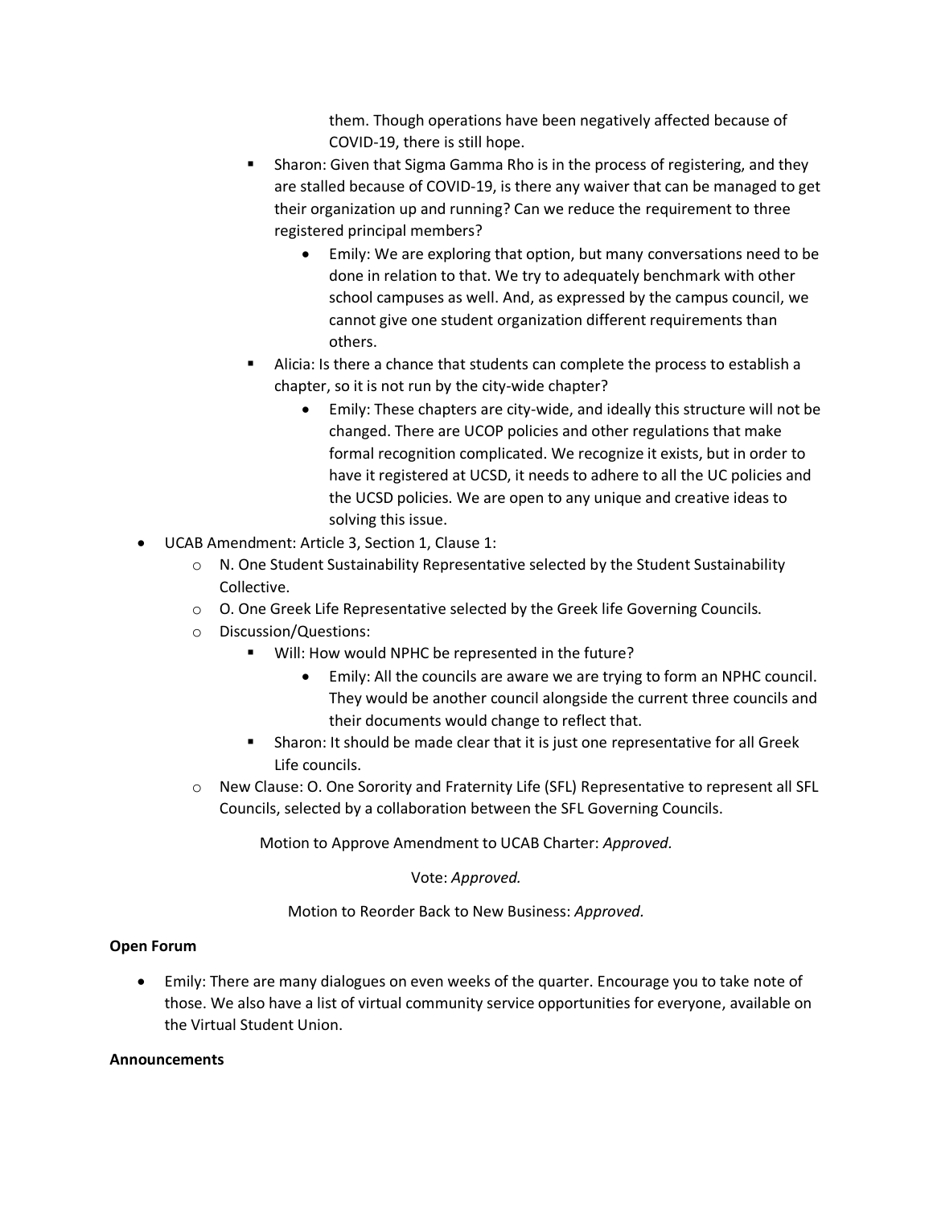them. Though operations have been negatively affected because of COVID-19, there is still hope.

- Sharon: Given that Sigma Gamma Rho is in the process of registering, and they are stalled because of COVID-19, is there any waiver that can be managed to get their organization up and running? Can we reduce the requirement to three registered principal members?
    - Emily: We are exploring that option, but many conversations need to be done in relation to that. We try to adequately benchmark with other school campuses as well. And, as expressed by the campus council, we cannot give one student organization different requirements than others.
- Alicia: Is there a chance that students can complete the process to establish a chapter, so it is not run by the city-wide chapter?
    - Emily: These chapters are city-wide, and ideally this structure will not be changed. There are UCOP policies and other regulations that make formal recognition complicated. We recognize it exists, but in order to have it registered at UCSD, it needs to adhere to all the UC policies and the UCSD policies. We are open to any unique and creative ideas to solving this issue.

- UCAB Amendment: Article 3, Section 1, Clause 1:
    - N. One Student Sustainability Representative selected by the Student Sustainability Collective.
    - O. One Greek Life Representative selected by the Greek life Governing Councils.
    - Discussion/Questions:
        - Will: How would NPHC be represented in the future?
            - Emily: All the councils are aware we are trying to form an NPHC council. They would be another council alongside the current three councils and their documents would change to reflect that.
        - Sharon: It should be made clear that it is just one representative for all Greek Life councils.
    - New Clause: O. One Sorority and Fraternity Life (SFL) Representative to represent all SFL Councils, selected by a collaboration between the SFL Governing Councils.

Motion to Approve Amendment to UCAB Charter: *Approved.*

Vote: *Approved.*

Motion to Reorder Back to New Business: *Approved.*

**Open Forum**

- Emily: There are many dialogues on even weeks of the quarter. Encourage you to take note of those. We also have a list of virtual community service opportunities for everyone, available on the Virtual Student Union.

**Announcements**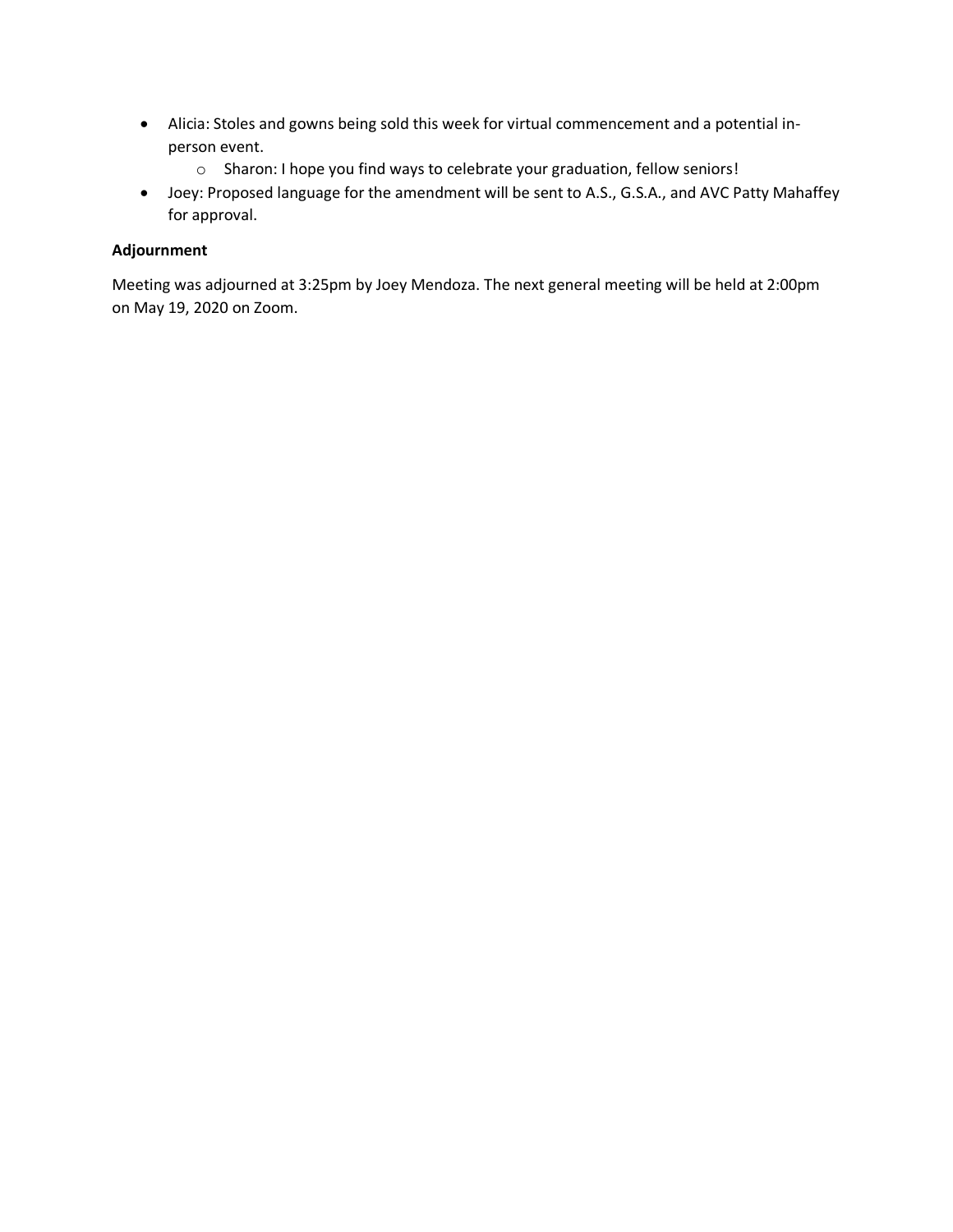- Alicia: Stoles and gowns being sold this week for virtual commencement and a potential in-person event.
    - Sharon: I hope you find ways to celebrate your graduation, fellow seniors!
- Joey: Proposed language for the amendment will be sent to A.S., G.S.A., and AVC Patty Mahaffey for approval.

**Adjournment**

Meeting was adjourned at 3:25pm by Joey Mendoza. The next general meeting will be held at 2:00pm on May 19, 2020 on Zoom.